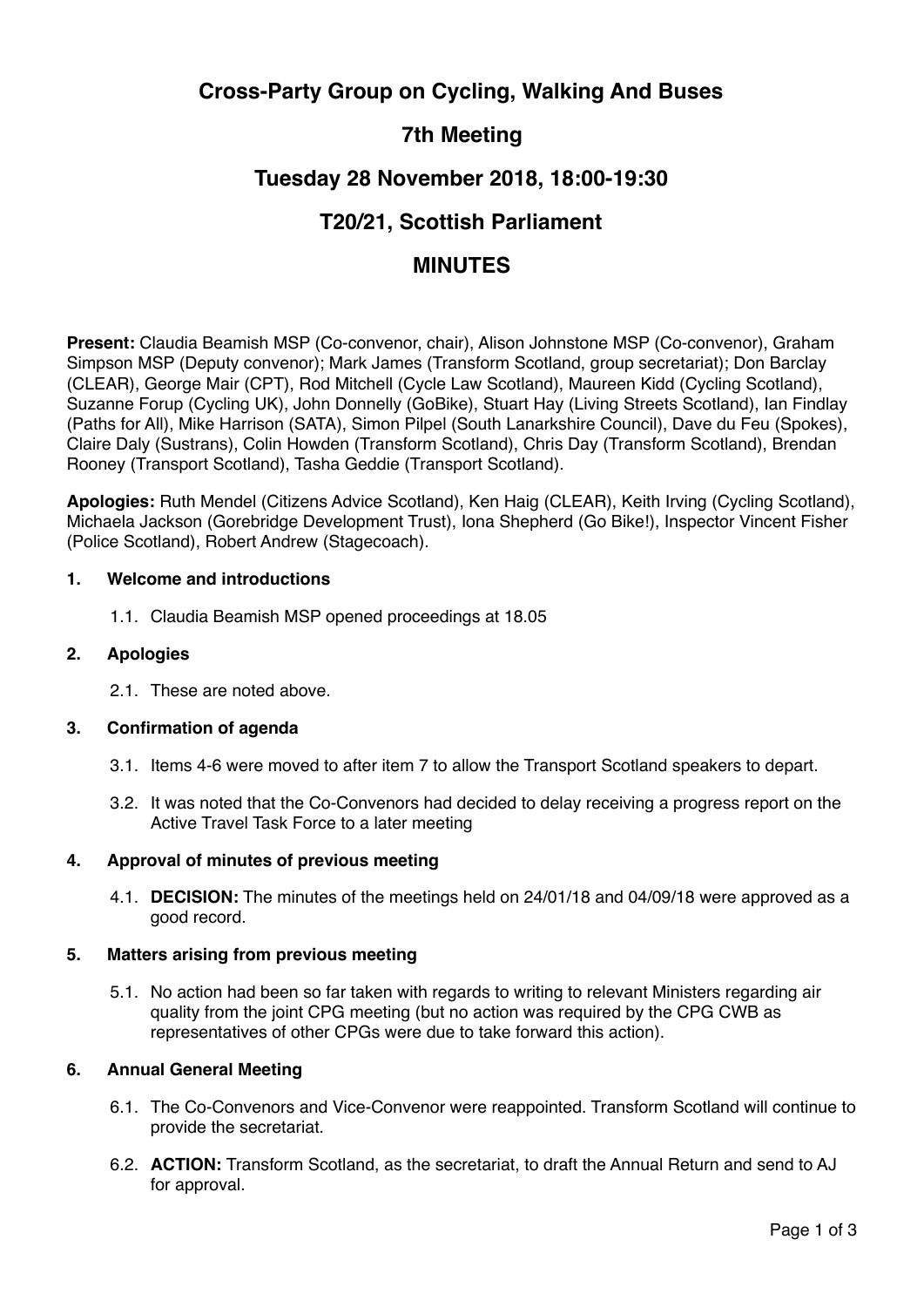# Cross-Party Group on Cycling, Walking And Buses

## 7th Meeting

## Tuesday 28 November 2018, 18:00-19:30

## T20/21, Scottish Parliament

## MINUTES

**Present:** Claudia Beamish MSP (Co-convenor, chair), Alison Johnstone MSP (Co-convenor), Graham Simpson MSP (Deputy convenor); Mark James (Transform Scotland, group secretariat); Don Barclay (CLEAR), George Mair (CPT), Rod Mitchell (Cycle Law Scotland), Maureen Kidd (Cycling Scotland), Suzanne Forup (Cycling UK), John Donnelly (GoBike), Stuart Hay (Living Streets Scotland), Ian Findlay (Paths for All), Mike Harrison (SATA), Simon Pilpel (South Lanarkshire Council), Dave du Feu (Spokes), Claire Daly (Sustrans), Colin Howden (Transform Scotland), Chris Day (Transform Scotland), Brendan Rooney (Transport Scotland), Tasha Geddie (Transport Scotland).

**Apologies:** Ruth Mendel (Citizens Advice Scotland), Ken Haig (CLEAR), Keith Irving (Cycling Scotland), Michaela Jackson (Gorebridge Development Trust), Iona Shepherd (Go Bike!), Inspector Vincent Fisher (Police Scotland), Robert Andrew (Stagecoach).

### 1. Welcome and introductions

1.1. Claudia Beamish MSP opened proceedings at 18.05

### 2. Apologies

2.1. These are noted above.

### 3. Confirmation of agenda

3.1. Items 4-6 were moved to after item 7 to allow the Transport Scotland speakers to depart.

3.2. It was noted that the Co-Convenors had decided to delay receiving a progress report on the Active Travel Task Force to a later meeting

### 4. Approval of minutes of previous meeting

4.1. **DECISION:** The minutes of the meetings held on 24/01/18 and 04/09/18 were approved as a good record.

### 5. Matters arising from previous meeting

5.1. No action had been so far taken with regards to writing to relevant Ministers regarding air quality from the joint CPG meeting (but no action was required by the CPG CWB as representatives of other CPGs were due to take forward this action).

### 6. Annual General Meeting

6.1. The Co-Convenors and Vice-Convenor were reappointed. Transform Scotland will continue to provide the secretariat.

6.2. **ACTION:** Transform Scotland, as the secretariat, to draft the Annual Return and send to AJ for approval.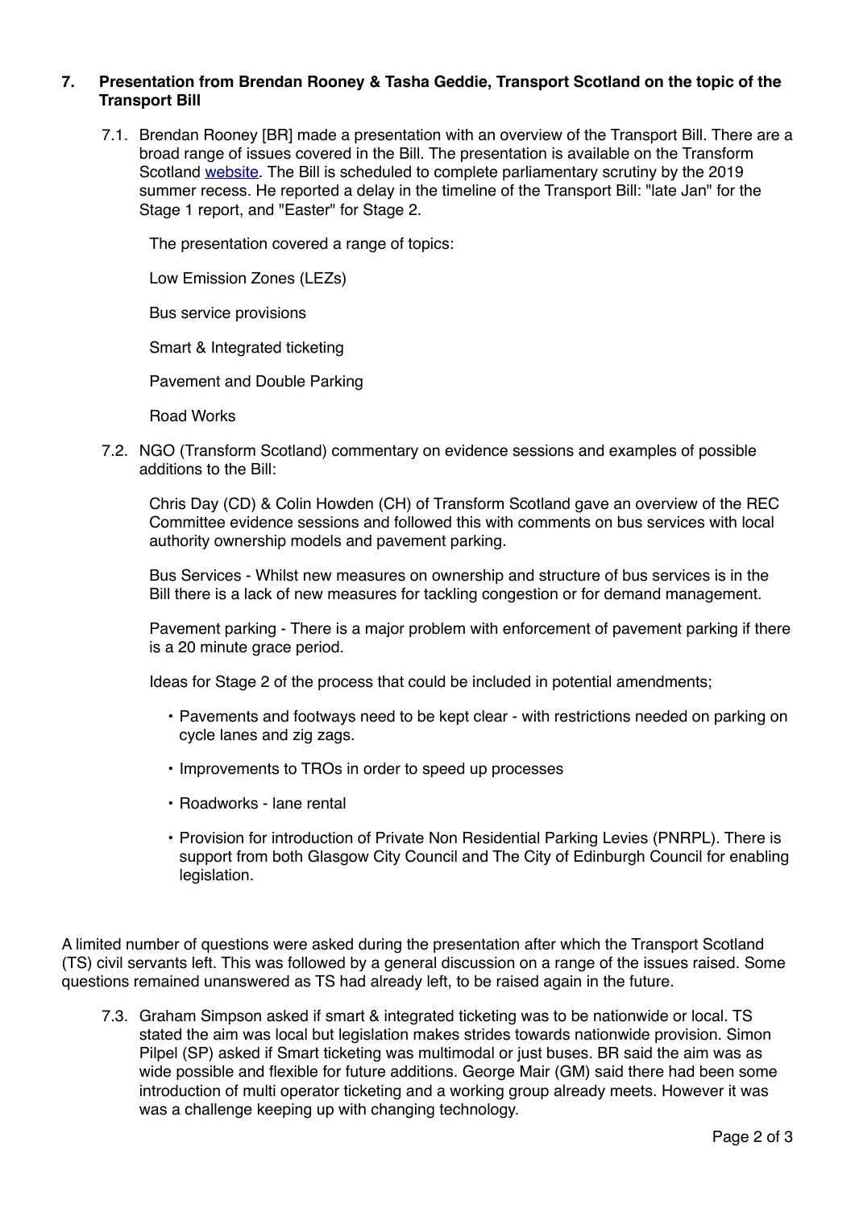## 7. Presentation from Brendan Rooney & Tasha Geddie, Transport Scotland on the topic of the Transport Bill

7.1. Brendan Rooney [BR] made a presentation with an overview of the Transport Bill. There are a broad range of issues covered in the Bill. The presentation is available on the Transform Scotland website. The Bill is scheduled to complete parliamentary scrutiny by the 2019 summer recess. He reported a delay in the timeline of the Transport Bill: "late Jan" for the Stage 1 report, and "Easter" for Stage 2.

The presentation covered a range of topics:

Low Emission Zones (LEZs)

Bus service provisions

Smart & Integrated ticketing

Pavement and Double Parking

Road Works

7.2. NGO (Transform Scotland) commentary on evidence sessions and examples of possible additions to the Bill:

Chris Day (CD) & Colin Howden (CH) of Transform Scotland gave an overview of the REC Committee evidence sessions and followed this with comments on bus services with local authority ownership models and pavement parking.

Bus Services - Whilst new measures on ownership and structure of bus services is in the Bill there is a lack of new measures for tackling congestion or for demand management.

Pavement parking - There is a major problem with enforcement of pavement parking if there is a 20 minute grace period.

Ideas for Stage 2 of the process that could be included in potential amendments;

- Pavements and footways need to be kept clear - with restrictions needed on parking on cycle lanes and zig zags.
- Improvements to TROs in order to speed up processes
- Roadworks - lane rental
- Provision for introduction of Private Non Residential Parking Levies (PNRPL). There is support from both Glasgow City Council and The City of Edinburgh Council for enabling legislation.

A limited number of questions were asked during the presentation after which the Transport Scotland (TS) civil servants left. This was followed by a general discussion on a range of the issues raised. Some questions remained unanswered as TS had already left, to be raised again in the future.

7.3. Graham Simpson asked if smart & integrated ticketing was to be nationwide or local. TS stated the aim was local but legislation makes strides towards nationwide provision. Simon Pilpel (SP) asked if Smart ticketing was multimodal or just buses. BR said the aim was as wide possible and flexible for future additions. George Mair (GM) said there had been some introduction of multi operator ticketing and a working group already meets. However it was was a challenge keeping up with changing technology.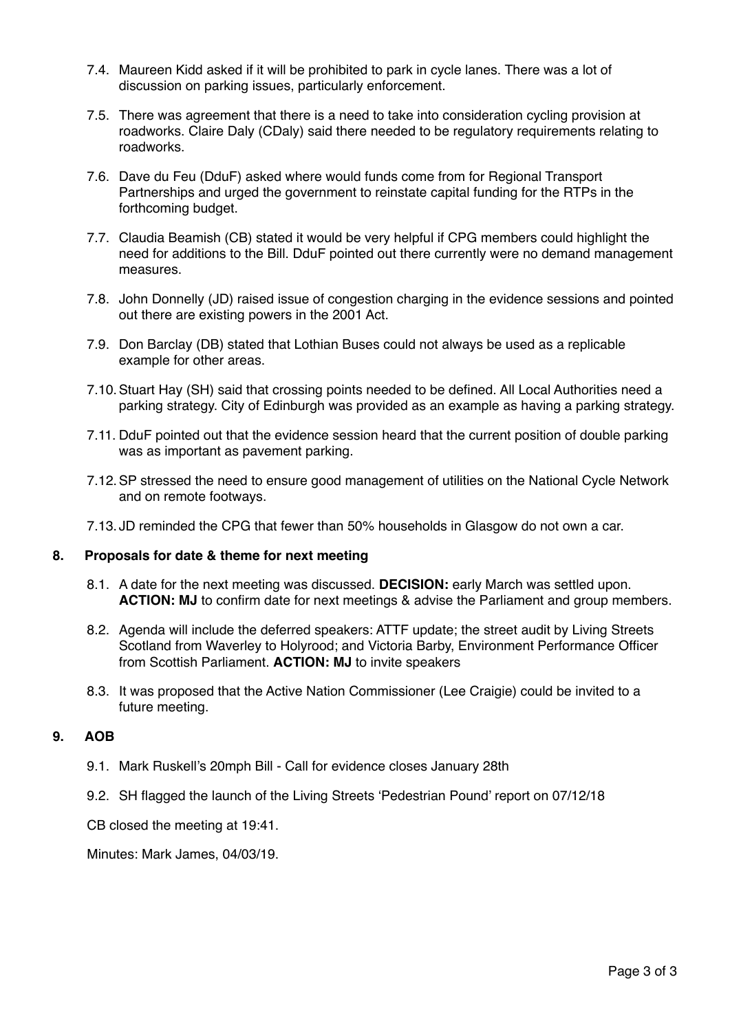7.4. Maureen Kidd asked if it will be prohibited to park in cycle lanes. There was a lot of discussion on parking issues, particularly enforcement.

7.5. There was agreement that there is a need to take into consideration cycling provision at roadworks. Claire Daly (CDaly) said there needed to be regulatory requirements relating to roadworks.

7.6. Dave du Feu (DduF) asked where would funds come from for Regional Transport Partnerships and urged the government to reinstate capital funding for the RTPs in the forthcoming budget.

7.7. Claudia Beamish (CB) stated it would be very helpful if CPG members could highlight the need for additions to the Bill. DduF pointed out there currently were no demand management measures.

7.8. John Donnelly (JD) raised issue of congestion charging in the evidence sessions and pointed out there are existing powers in the 2001 Act.

7.9. Don Barclay (DB) stated that Lothian Buses could not always be used as a replicable example for other areas.

7.10. Stuart Hay (SH) said that crossing points needed to be defined. All Local Authorities need a parking strategy. City of Edinburgh was provided as an example as having a parking strategy.

7.11. DduF pointed out that the evidence session heard that the current position of double parking was as important as pavement parking.

7.12. SP stressed the need to ensure good management of utilities on the National Cycle Network and on remote footways.

7.13. JD reminded the CPG that fewer than 50% households in Glasgow do not own a car.

## 8. Proposals for date & theme for next meeting

8.1. A date for the next meeting was discussed. **DECISION:** early March was settled upon. **ACTION: MJ** to confirm date for next meetings & advise the Parliament and group members.

8.2. Agenda will include the deferred speakers: ATTF update; the street audit by Living Streets Scotland from Waverley to Holyrood; and Victoria Barby, Environment Performance Officer from Scottish Parliament. **ACTION: MJ** to invite speakers

8.3. It was proposed that the Active Nation Commissioner (Lee Craigie) could be invited to a future meeting.

## 9. AOB

9.1. Mark Ruskell's 20mph Bill - Call for evidence closes January 28th

9.2. SH flagged the launch of the Living Streets 'Pedestrian Pound' report on 07/12/18

CB closed the meeting at 19:41.

Minutes: Mark James, 04/03/19.